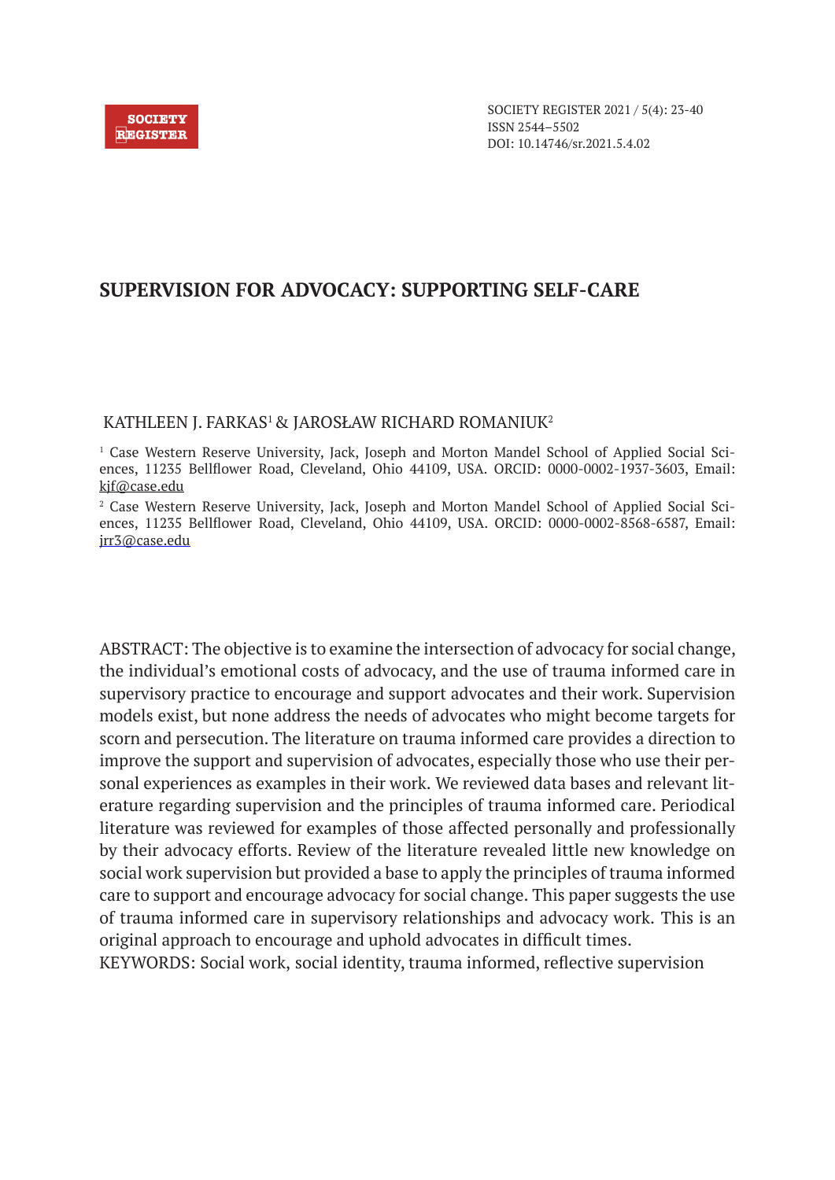# SUPERVISION FOR ADVOCACY: SUPPORTING SELF-CARE

KATHLEEN J. FARKAS[1] & JAROSŁAW RICHARD ROMANIUK[2]

[1] Case Western Reserve University, Jack, Joseph and Morton Mandel School of Applied Social Sciences, 11235 Bellflower Road, Cleveland, Ohio 44109, USA. ORCID: 0000-0002-1937-3603, Email: kjf@case.edu

[2] Case Western Reserve University, Jack, Joseph and Morton Mandel School of Applied Social Sciences, 11235 Bellflower Road, Cleveland, Ohio 44109, USA. ORCID: 0000-0002-8568-6587, Email: jrr3@case.edu

ABSTRACT: The objective is to examine the intersection of advocacy for social change, the individual's emotional costs of advocacy, and the use of trauma informed care in supervisory practice to encourage and support advocates and their work. Supervision models exist, but none address the needs of advocates who might become targets for scorn and persecution. The literature on trauma informed care provides a direction to improve the support and supervision of advocates, especially those who use their personal experiences as examples in their work. We reviewed data bases and relevant literature regarding supervision and the principles of trauma informed care. Periodical literature was reviewed for examples of those affected personally and professionally by their advocacy efforts. Review of the literature revealed little new knowledge on social work supervision but provided a base to apply the principles of trauma informed care to support and encourage advocacy for social change. This paper suggests the use of trauma informed care in supervisory relationships and advocacy work. This is an original approach to encourage and uphold advocates in difficult times.

KEYWORDS: Social work, social identity, trauma informed, reflective supervision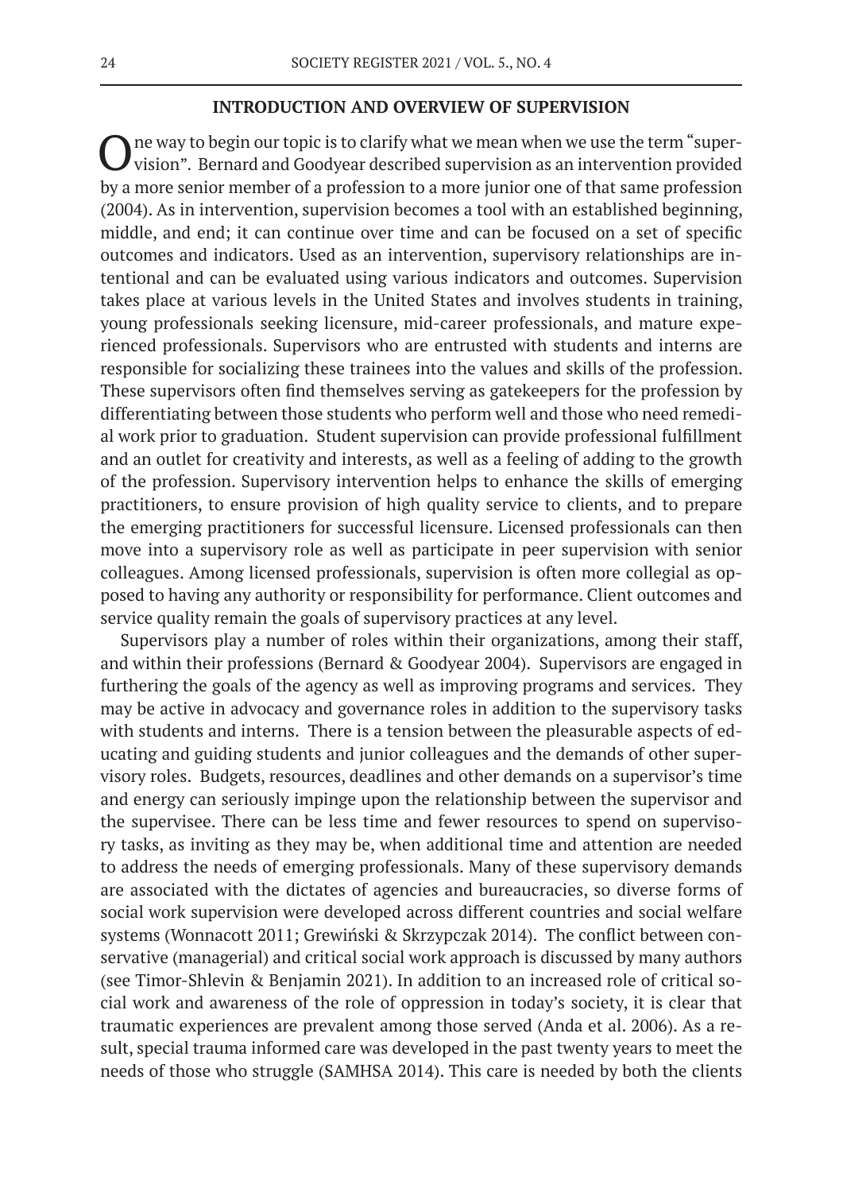## INTRODUCTION AND OVERVIEW OF SUPERVISION

One way to begin our topic is to clarify what we mean when we use the term "supervision". Bernard and Goodyear described supervision as an intervention provided by a more senior member of a profession to a more junior one of that same profession (2004). As in intervention, supervision becomes a tool with an established beginning, middle, and end; it can continue over time and can be focused on a set of specific outcomes and indicators. Used as an intervention, supervisory relationships are intentional and can be evaluated using various indicators and outcomes. Supervision takes place at various levels in the United States and involves students in training, young professionals seeking licensure, mid-career professionals, and mature experienced professionals. Supervisors who are entrusted with students and interns are responsible for socializing these trainees into the values and skills of the profession. These supervisors often find themselves serving as gatekeepers for the profession by differentiating between those students who perform well and those who need remedial work prior to graduation. Student supervision can provide professional fulfillment and an outlet for creativity and interests, as well as a feeling of adding to the growth of the profession. Supervisory intervention helps to enhance the skills of emerging practitioners, to ensure provision of high quality service to clients, and to prepare the emerging practitioners for successful licensure. Licensed professionals can then move into a supervisory role as well as participate in peer supervision with senior colleagues. Among licensed professionals, supervision is often more collegial as opposed to having any authority or responsibility for performance. Client outcomes and service quality remain the goals of supervisory practices at any level.

Supervisors play a number of roles within their organizations, among their staff, and within their professions (Bernard & Goodyear 2004). Supervisors are engaged in furthering the goals of the agency as well as improving programs and services. They may be active in advocacy and governance roles in addition to the supervisory tasks with students and interns. There is a tension between the pleasurable aspects of educating and guiding students and junior colleagues and the demands of other supervisory roles. Budgets, resources, deadlines and other demands on a supervisor's time and energy can seriously impinge upon the relationship between the supervisor and the supervisee. There can be less time and fewer resources to spend on supervisory tasks, as inviting as they may be, when additional time and attention are needed to address the needs of emerging professionals. Many of these supervisory demands are associated with the dictates of agencies and bureaucracies, so diverse forms of social work supervision were developed across different countries and social welfare systems (Wonnacott 2011; Grewiński & Skrzypczak 2014). The conflict between conservative (managerial) and critical social work approach is discussed by many authors (see Timor-Shlevin & Benjamin 2021). In addition to an increased role of critical social work and awareness of the role of oppression in today's society, it is clear that traumatic experiences are prevalent among those served (Anda et al. 2006). As a result, special trauma informed care was developed in the past twenty years to meet the needs of those who struggle (SAMHSA 2014). This care is needed by both the clients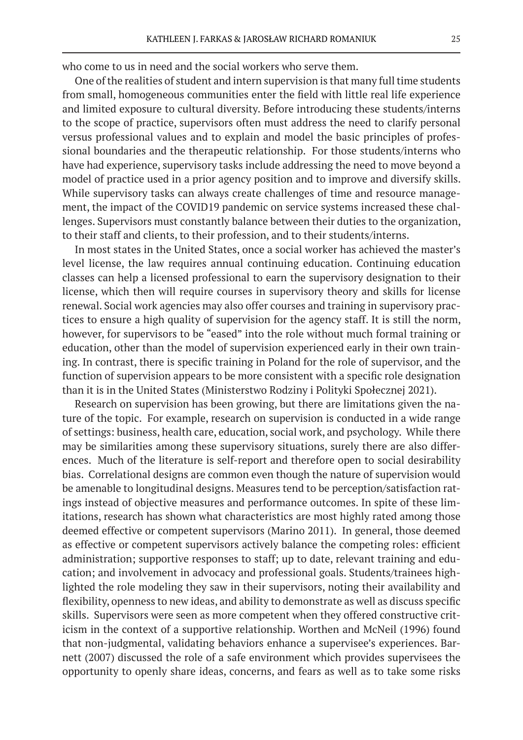who come to us in need and the social workers who serve them.

One of the realities of student and intern supervision is that many full time students from small, homogeneous communities enter the field with little real life experience and limited exposure to cultural diversity. Before introducing these students/interns to the scope of practice, supervisors often must address the need to clarify personal versus professional values and to explain and model the basic principles of professional boundaries and the therapeutic relationship. For those students/interns who have had experience, supervisory tasks include addressing the need to move beyond a model of practice used in a prior agency position and to improve and diversify skills. While supervisory tasks can always create challenges of time and resource management, the impact of the COVID19 pandemic on service systems increased these challenges. Supervisors must constantly balance between their duties to the organization, to their staff and clients, to their profession, and to their students/interns.

In most states in the United States, once a social worker has achieved the master's level license, the law requires annual continuing education. Continuing education classes can help a licensed professional to earn the supervisory designation to their license, which then will require courses in supervisory theory and skills for license renewal. Social work agencies may also offer courses and training in supervisory practices to ensure a high quality of supervision for the agency staff. It is still the norm, however, for supervisors to be "eased" into the role without much formal training or education, other than the model of supervision experienced early in their own training. In contrast, there is specific training in Poland for the role of supervisor, and the function of supervision appears to be more consistent with a specific role designation than it is in the United States (Ministerstwo Rodziny i Polityki Społecznej 2021).

Research on supervision has been growing, but there are limitations given the nature of the topic. For example, research on supervision is conducted in a wide range of settings: business, health care, education, social work, and psychology. While there may be similarities among these supervisory situations, surely there are also differences. Much of the literature is self-report and therefore open to social desirability bias. Correlational designs are common even though the nature of supervision would be amenable to longitudinal designs. Measures tend to be perception/satisfaction ratings instead of objective measures and performance outcomes. In spite of these limitations, research has shown what characteristics are most highly rated among those deemed effective or competent supervisors (Marino 2011). In general, those deemed as effective or competent supervisors actively balance the competing roles: efficient administration; supportive responses to staff; up to date, relevant training and education; and involvement in advocacy and professional goals. Students/trainees highlighted the role modeling they saw in their supervisors, noting their availability and flexibility, openness to new ideas, and ability to demonstrate as well as discuss specific skills. Supervisors were seen as more competent when they offered constructive criticism in the context of a supportive relationship. Worthen and McNeil (1996) found that non-judgmental, validating behaviors enhance a supervisee's experiences. Barnett (2007) discussed the role of a safe environment which provides supervisees the opportunity to openly share ideas, concerns, and fears as well as to take some risks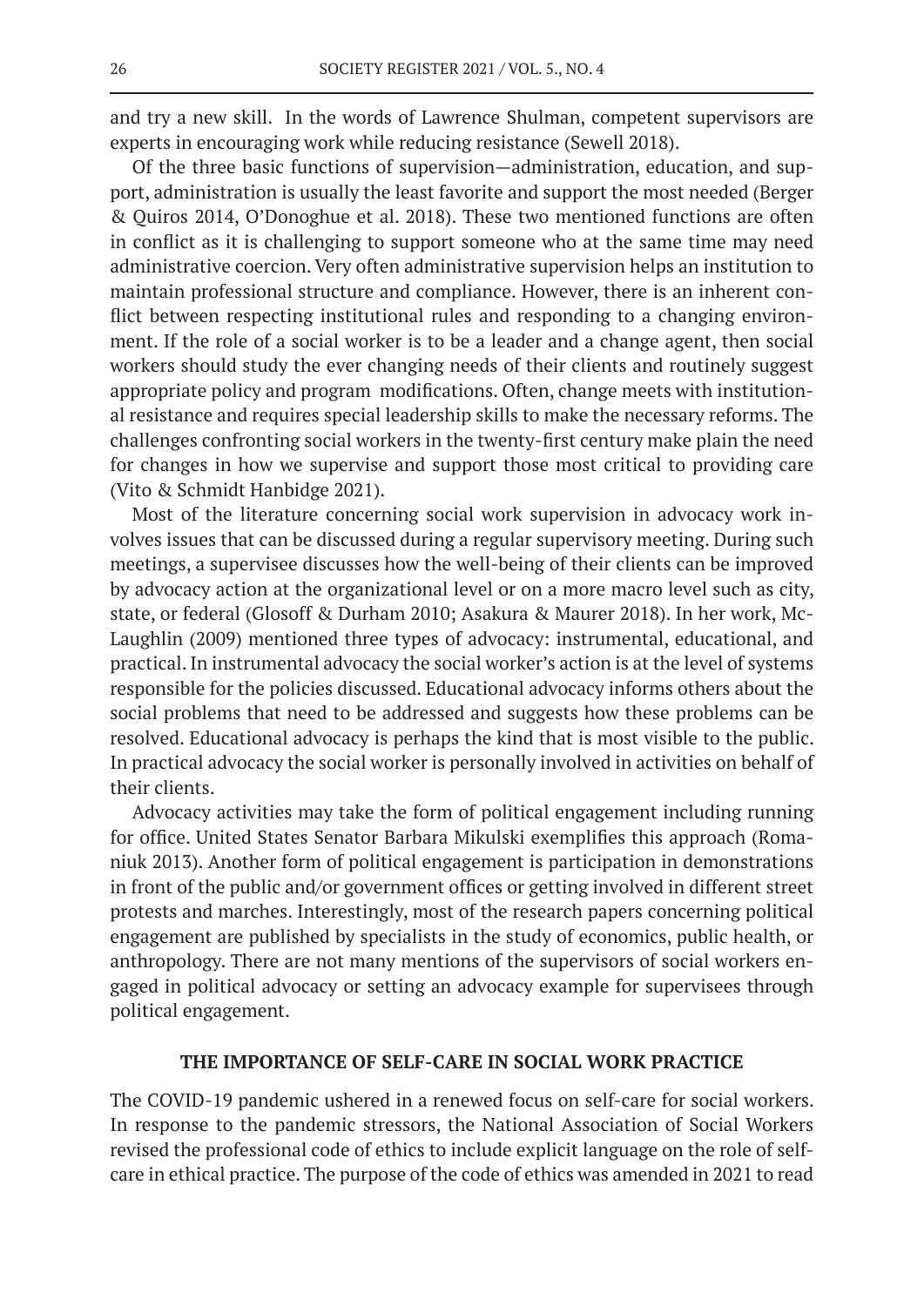and try a new skill. In the words of Lawrence Shulman, competent supervisors are experts in encouraging work while reducing resistance (Sewell 2018).

Of the three basic functions of supervision—administration, education, and support, administration is usually the least favorite and support the most needed (Berger & Quiros 2014, O'Donoghue et al. 2018). These two mentioned functions are often in conflict as it is challenging to support someone who at the same time may need administrative coercion. Very often administrative supervision helps an institution to maintain professional structure and compliance. However, there is an inherent conflict between respecting institutional rules and responding to a changing environment. If the role of a social worker is to be a leader and a change agent, then social workers should study the ever changing needs of their clients and routinely suggest appropriate policy and program modifications. Often, change meets with institutional resistance and requires special leadership skills to make the necessary reforms. The challenges confronting social workers in the twenty-first century make plain the need for changes in how we supervise and support those most critical to providing care (Vito & Schmidt Hanbidge 2021).

Most of the literature concerning social work supervision in advocacy work involves issues that can be discussed during a regular supervisory meeting. During such meetings, a supervisee discusses how the well-being of their clients can be improved by advocacy action at the organizational level or on a more macro level such as city, state, or federal (Glosoff & Durham 2010; Asakura & Maurer 2018). In her work, McLaughlin (2009) mentioned three types of advocacy: instrumental, educational, and practical. In instrumental advocacy the social worker's action is at the level of systems responsible for the policies discussed. Educational advocacy informs others about the social problems that need to be addressed and suggests how these problems can be resolved. Educational advocacy is perhaps the kind that is most visible to the public. In practical advocacy the social worker is personally involved in activities on behalf of their clients.

Advocacy activities may take the form of political engagement including running for office. United States Senator Barbara Mikulski exemplifies this approach (Romaniuk 2013). Another form of political engagement is participation in demonstrations in front of the public and/or government offices or getting involved in different street protests and marches. Interestingly, most of the research papers concerning political engagement are published by specialists in the study of economics, public health, or anthropology. There are not many mentions of the supervisors of social workers engaged in political advocacy or setting an advocacy example for supervisees through political engagement.

## THE IMPORTANCE OF SELF-CARE IN SOCIAL WORK PRACTICE

The COVID-19 pandemic ushered in a renewed focus on self-care for social workers. In response to the pandemic stressors, the National Association of Social Workers revised the professional code of ethics to include explicit language on the role of self-care in ethical practice. The purpose of the code of ethics was amended in 2021 to read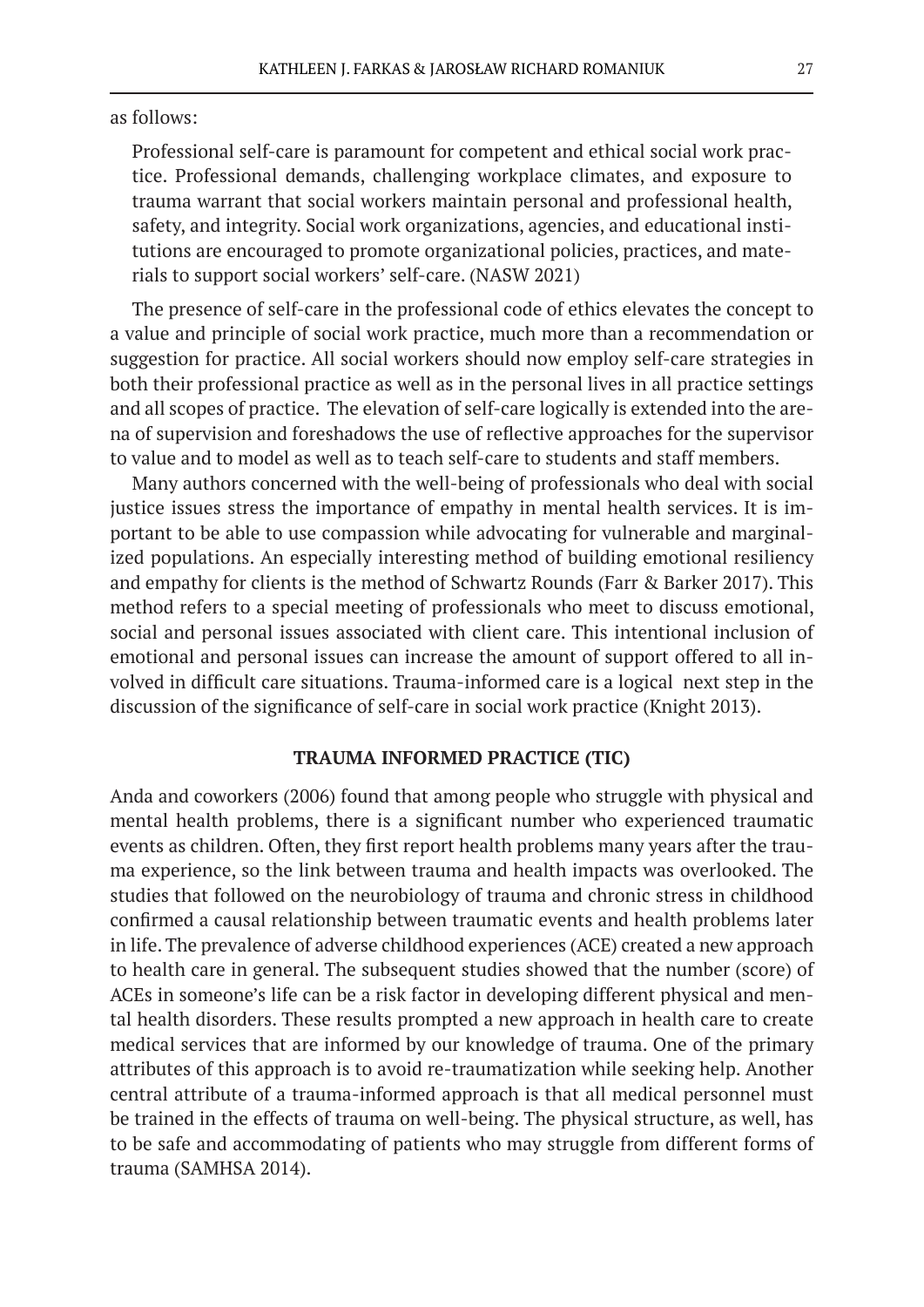as follows:

> Professional self-care is paramount for competent and ethical social work practice. Professional demands, challenging workplace climates, and exposure to trauma warrant that social workers maintain personal and professional health, safety, and integrity. Social work organizations, agencies, and educational institutions are encouraged to promote organizational policies, practices, and materials to support social workers' self-care. (NASW 2021)

The presence of self-care in the professional code of ethics elevates the concept to a value and principle of social work practice, much more than a recommendation or suggestion for practice. All social workers should now employ self-care strategies in both their professional practice as well as in the personal lives in all practice settings and all scopes of practice. The elevation of self-care logically is extended into the arena of supervision and foreshadows the use of reflective approaches for the supervisor to value and to model as well as to teach self-care to students and staff members.

Many authors concerned with the well-being of professionals who deal with social justice issues stress the importance of empathy in mental health services. It is important to be able to use compassion while advocating for vulnerable and marginalized populations. An especially interesting method of building emotional resiliency and empathy for clients is the method of Schwartz Rounds (Farr & Barker 2017). This method refers to a special meeting of professionals who meet to discuss emotional, social and personal issues associated with client care. This intentional inclusion of emotional and personal issues can increase the amount of support offered to all involved in difficult care situations. Trauma-informed care is a logical next step in the discussion of the significance of self-care in social work practice (Knight 2013).

## TRAUMA INFORMED PRACTICE (TIC)

Anda and coworkers (2006) found that among people who struggle with physical and mental health problems, there is a significant number who experienced traumatic events as children. Often, they first report health problems many years after the trauma experience, so the link between trauma and health impacts was overlooked. The studies that followed on the neurobiology of trauma and chronic stress in childhood confirmed a causal relationship between traumatic events and health problems later in life. The prevalence of adverse childhood experiences (ACE) created a new approach to health care in general. The subsequent studies showed that the number (score) of ACEs in someone's life can be a risk factor in developing different physical and mental health disorders. These results prompted a new approach in health care to create medical services that are informed by our knowledge of trauma. One of the primary attributes of this approach is to avoid re-traumatization while seeking help. Another central attribute of a trauma-informed approach is that all medical personnel must be trained in the effects of trauma on well-being. The physical structure, as well, has to be safe and accommodating of patients who may struggle from different forms of trauma (SAMHSA 2014).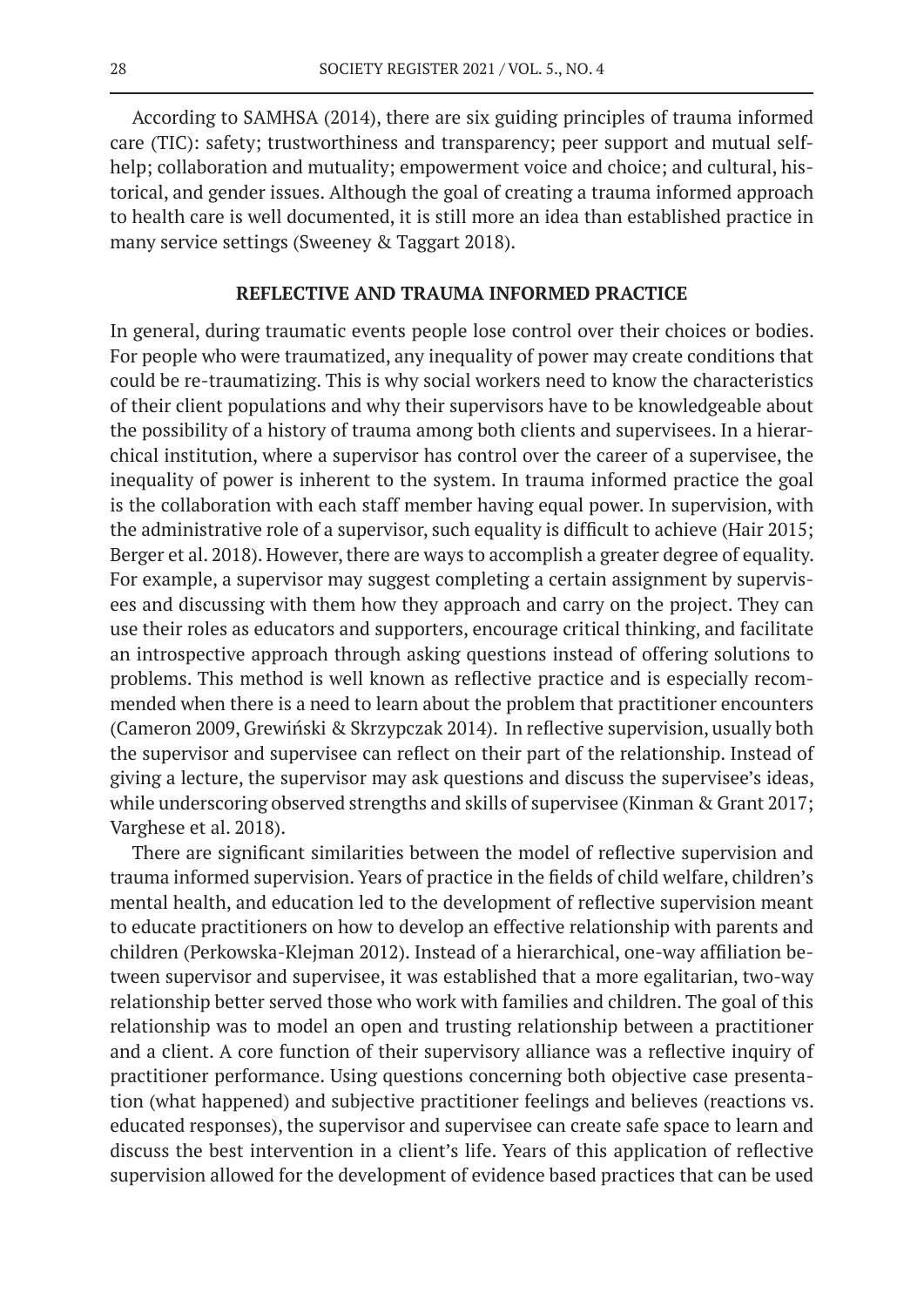According to SAMHSA (2014), there are six guiding principles of trauma informed care (TIC): safety; trustworthiness and transparency; peer support and mutual self-help; collaboration and mutuality; empowerment voice and choice; and cultural, historical, and gender issues. Although the goal of creating a trauma informed approach to health care is well documented, it is still more an idea than established practice in many service settings (Sweeney & Taggart 2018).

## REFLECTIVE AND TRAUMA INFORMED PRACTICE

In general, during traumatic events people lose control over their choices or bodies. For people who were traumatized, any inequality of power may create conditions that could be re-traumatizing. This is why social workers need to know the characteristics of their client populations and why their supervisors have to be knowledgeable about the possibility of a history of trauma among both clients and supervisees. In a hierarchical institution, where a supervisor has control over the career of a supervisee, the inequality of power is inherent to the system. In trauma informed practice the goal is the collaboration with each staff member having equal power. In supervision, with the administrative role of a supervisor, such equality is difficult to achieve (Hair 2015; Berger et al. 2018). However, there are ways to accomplish a greater degree of equality. For example, a supervisor may suggest completing a certain assignment by supervisees and discussing with them how they approach and carry on the project. They can use their roles as educators and supporters, encourage critical thinking, and facilitate an introspective approach through asking questions instead of offering solutions to problems. This method is well known as reflective practice and is especially recommended when there is a need to learn about the problem that practitioner encounters (Cameron 2009, Grewiński & Skrzypczak 2014). In reflective supervision, usually both the supervisor and supervisee can reflect on their part of the relationship. Instead of giving a lecture, the supervisor may ask questions and discuss the supervisee's ideas, while underscoring observed strengths and skills of supervisee (Kinman & Grant 2017; Varghese et al. 2018).

There are significant similarities between the model of reflective supervision and trauma informed supervision. Years of practice in the fields of child welfare, children's mental health, and education led to the development of reflective supervision meant to educate practitioners on how to develop an effective relationship with parents and children (Perkowska-Klejman 2012). Instead of a hierarchical, one-way affiliation between supervisor and supervisee, it was established that a more egalitarian, two-way relationship better served those who work with families and children. The goal of this relationship was to model an open and trusting relationship between a practitioner and a client. A core function of their supervisory alliance was a reflective inquiry of practitioner performance. Using questions concerning both objective case presentation (what happened) and subjective practitioner feelings and believes (reactions vs. educated responses), the supervisor and supervisee can create safe space to learn and discuss the best intervention in a client's life. Years of this application of reflective supervision allowed for the development of evidence based practices that can be used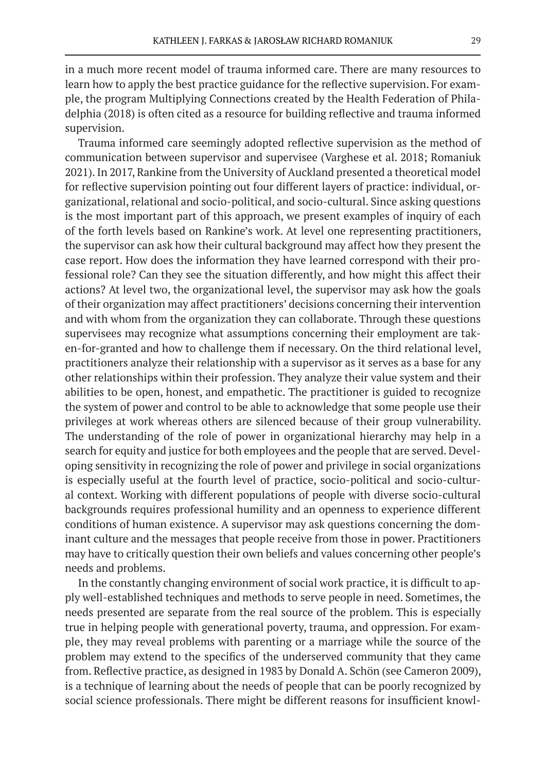in a much more recent model of trauma informed care. There are many resources to learn how to apply the best practice guidance for the reflective supervision. For example, the program Multiplying Connections created by the Health Federation of Philadelphia (2018) is often cited as a resource for building reflective and trauma informed supervision.

Trauma informed care seemingly adopted reflective supervision as the method of communication between supervisor and supervisee (Varghese et al. 2018; Romaniuk 2021). In 2017, Rankine from the University of Auckland presented a theoretical model for reflective supervision pointing out four different layers of practice: individual, organizational, relational and socio-political, and socio-cultural. Since asking questions is the most important part of this approach, we present examples of inquiry of each of the forth levels based on Rankine's work. At level one representing practitioners, the supervisor can ask how their cultural background may affect how they present the case report. How does the information they have learned correspond with their professional role? Can they see the situation differently, and how might this affect their actions? At level two, the organizational level, the supervisor may ask how the goals of their organization may affect practitioners' decisions concerning their intervention and with whom from the organization they can collaborate. Through these questions supervisees may recognize what assumptions concerning their employment are taken-for-granted and how to challenge them if necessary. On the third relational level, practitioners analyze their relationship with a supervisor as it serves as a base for any other relationships within their profession. They analyze their value system and their abilities to be open, honest, and empathetic. The practitioner is guided to recognize the system of power and control to be able to acknowledge that some people use their privileges at work whereas others are silenced because of their group vulnerability. The understanding of the role of power in organizational hierarchy may help in a search for equity and justice for both employees and the people that are served. Developing sensitivity in recognizing the role of power and privilege in social organizations is especially useful at the fourth level of practice, socio-political and socio-cultural context. Working with different populations of people with diverse socio-cultural backgrounds requires professional humility and an openness to experience different conditions of human existence. A supervisor may ask questions concerning the dominant culture and the messages that people receive from those in power. Practitioners may have to critically question their own beliefs and values concerning other people's needs and problems.

In the constantly changing environment of social work practice, it is difficult to apply well-established techniques and methods to serve people in need. Sometimes, the needs presented are separate from the real source of the problem. This is especially true in helping people with generational poverty, trauma, and oppression. For example, they may reveal problems with parenting or a marriage while the source of the problem may extend to the specifics of the underserved community that they came from. Reflective practice, as designed in 1983 by Donald A. Schön (see Cameron 2009), is a technique of learning about the needs of people that can be poorly recognized by social science professionals. There might be different reasons for insufficient knowl-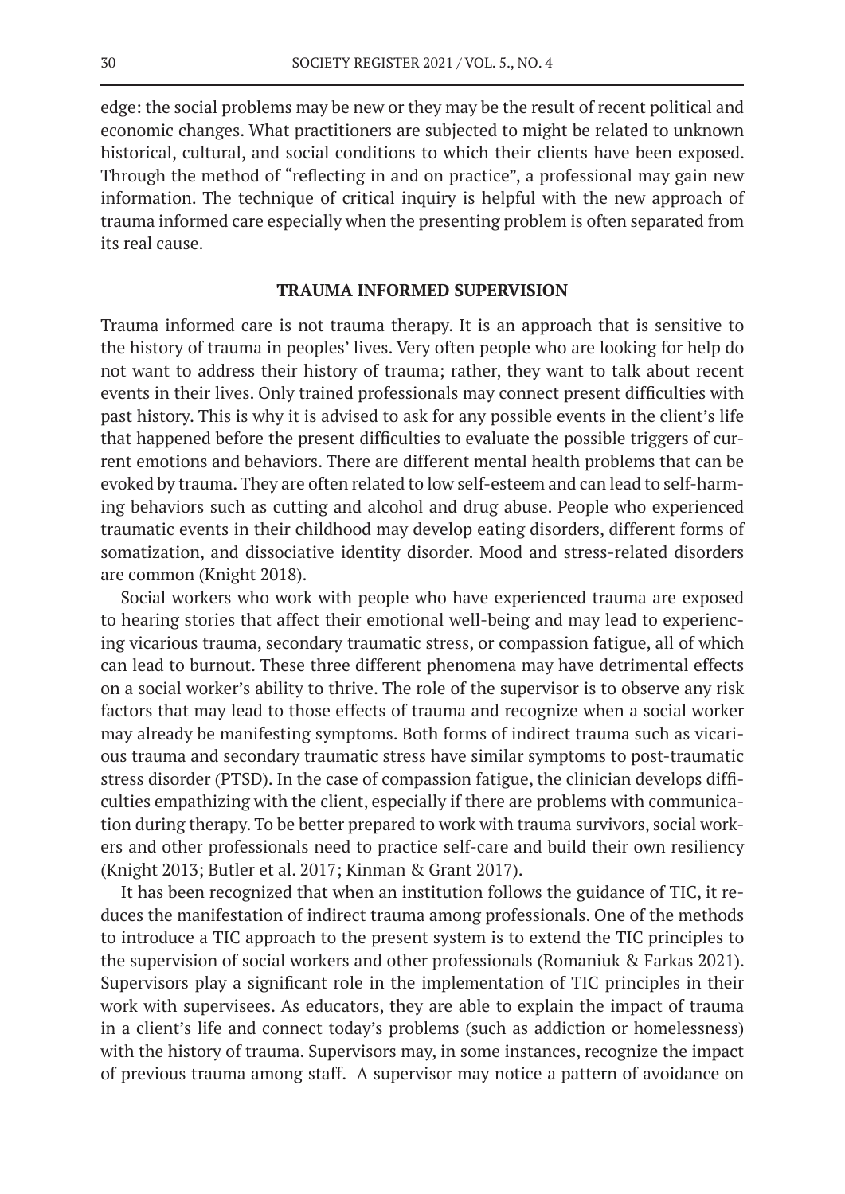edge: the social problems may be new or they may be the result of recent political and economic changes. What practitioners are subjected to might be related to unknown historical, cultural, and social conditions to which their clients have been exposed. Through the method of "reflecting in and on practice", a professional may gain new information. The technique of critical inquiry is helpful with the new approach of trauma informed care especially when the presenting problem is often separated from its real cause.

## TRAUMA INFORMED SUPERVISION

Trauma informed care is not trauma therapy. It is an approach that is sensitive to the history of trauma in peoples' lives. Very often people who are looking for help do not want to address their history of trauma; rather, they want to talk about recent events in their lives. Only trained professionals may connect present difficulties with past history. This is why it is advised to ask for any possible events in the client's life that happened before the present difficulties to evaluate the possible triggers of current emotions and behaviors. There are different mental health problems that can be evoked by trauma. They are often related to low self-esteem and can lead to self-harming behaviors such as cutting and alcohol and drug abuse. People who experienced traumatic events in their childhood may develop eating disorders, different forms of somatization, and dissociative identity disorder. Mood and stress-related disorders are common (Knight 2018).

Social workers who work with people who have experienced trauma are exposed to hearing stories that affect their emotional well-being and may lead to experiencing vicarious trauma, secondary traumatic stress, or compassion fatigue, all of which can lead to burnout. These three different phenomena may have detrimental effects on a social worker's ability to thrive. The role of the supervisor is to observe any risk factors that may lead to those effects of trauma and recognize when a social worker may already be manifesting symptoms. Both forms of indirect trauma such as vicarious trauma and secondary traumatic stress have similar symptoms to post-traumatic stress disorder (PTSD). In the case of compassion fatigue, the clinician develops difficulties empathizing with the client, especially if there are problems with communication during therapy. To be better prepared to work with trauma survivors, social workers and other professionals need to practice self-care and build their own resiliency (Knight 2013; Butler et al. 2017; Kinman & Grant 2017).

It has been recognized that when an institution follows the guidance of TIC, it reduces the manifestation of indirect trauma among professionals. One of the methods to introduce a TIC approach to the present system is to extend the TIC principles to the supervision of social workers and other professionals (Romaniuk & Farkas 2021). Supervisors play a significant role in the implementation of TIC principles in their work with supervisees. As educators, they are able to explain the impact of trauma in a client's life and connect today's problems (such as addiction or homelessness) with the history of trauma. Supervisors may, in some instances, recognize the impact of previous trauma among staff. A supervisor may notice a pattern of avoidance on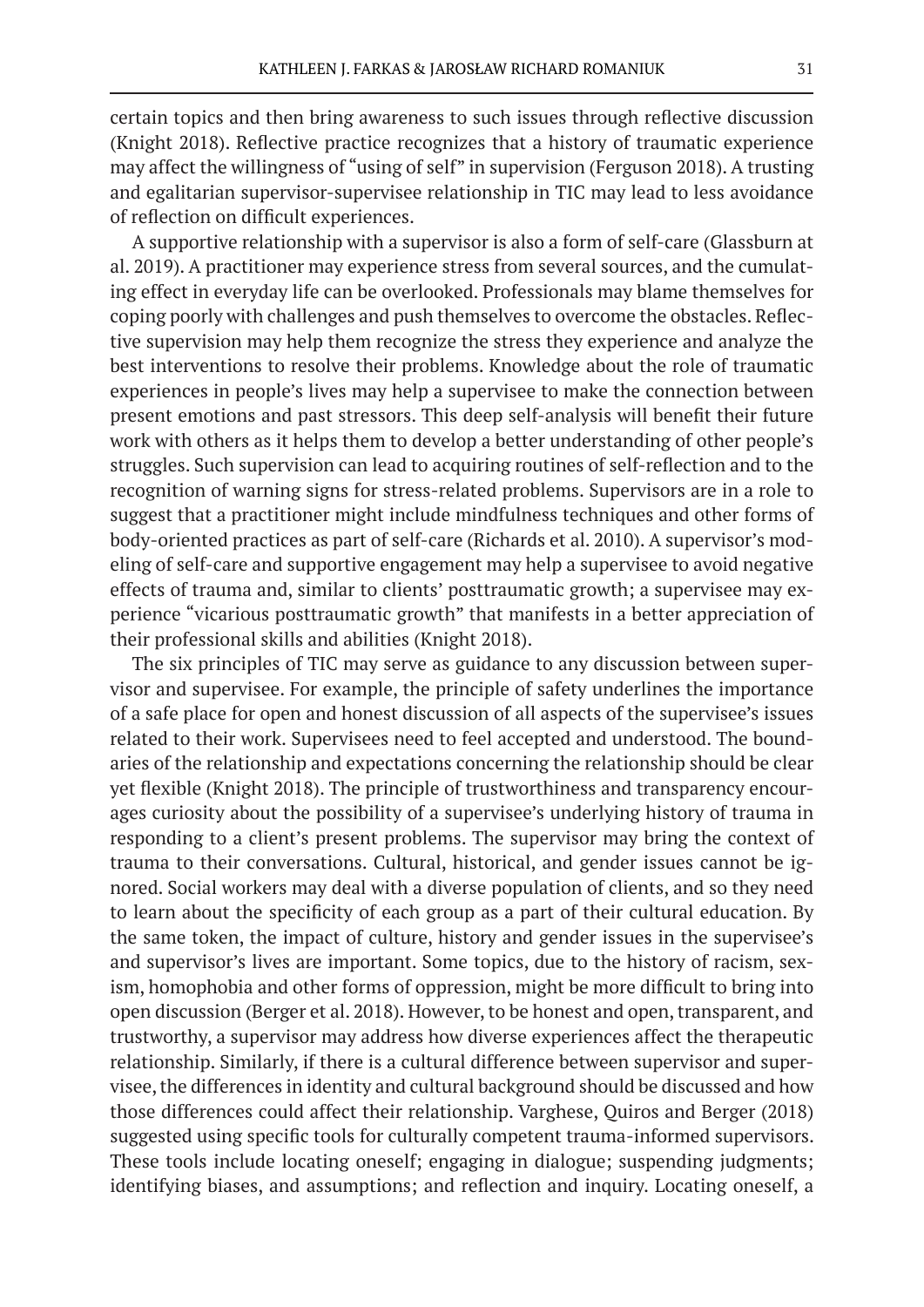certain topics and then bring awareness to such issues through reflective discussion (Knight 2018). Reflective practice recognizes that a history of traumatic experience may affect the willingness of "using of self" in supervision (Ferguson 2018). A trusting and egalitarian supervisor-supervisee relationship in TIC may lead to less avoidance of reflection on difficult experiences.

A supportive relationship with a supervisor is also a form of self-care (Glassburn at al. 2019). A practitioner may experience stress from several sources, and the cumulating effect in everyday life can be overlooked. Professionals may blame themselves for coping poorly with challenges and push themselves to overcome the obstacles. Reflective supervision may help them recognize the stress they experience and analyze the best interventions to resolve their problems. Knowledge about the role of traumatic experiences in people's lives may help a supervisee to make the connection between present emotions and past stressors. This deep self-analysis will benefit their future work with others as it helps them to develop a better understanding of other people's struggles. Such supervision can lead to acquiring routines of self-reflection and to the recognition of warning signs for stress-related problems. Supervisors are in a role to suggest that a practitioner might include mindfulness techniques and other forms of body-oriented practices as part of self-care (Richards et al. 2010). A supervisor's modeling of self-care and supportive engagement may help a supervisee to avoid negative effects of trauma and, similar to clients' posttraumatic growth; a supervisee may experience "vicarious posttraumatic growth" that manifests in a better appreciation of their professional skills and abilities (Knight 2018).

The six principles of TIC may serve as guidance to any discussion between supervisor and supervisee. For example, the principle of safety underlines the importance of a safe place for open and honest discussion of all aspects of the supervisee's issues related to their work. Supervisees need to feel accepted and understood. The boundaries of the relationship and expectations concerning the relationship should be clear yet flexible (Knight 2018). The principle of trustworthiness and transparency encourages curiosity about the possibility of a supervisee's underlying history of trauma in responding to a client's present problems. The supervisor may bring the context of trauma to their conversations. Cultural, historical, and gender issues cannot be ignored. Social workers may deal with a diverse population of clients, and so they need to learn about the specificity of each group as a part of their cultural education. By the same token, the impact of culture, history and gender issues in the supervisee's and supervisor's lives are important. Some topics, due to the history of racism, sexism, homophobia and other forms of oppression, might be more difficult to bring into open discussion (Berger et al. 2018). However, to be honest and open, transparent, and trustworthy, a supervisor may address how diverse experiences affect the therapeutic relationship. Similarly, if there is a cultural difference between supervisor and supervisee, the differences in identity and cultural background should be discussed and how those differences could affect their relationship. Varghese, Quiros and Berger (2018) suggested using specific tools for culturally competent trauma-informed supervisors. These tools include locating oneself; engaging in dialogue; suspending judgments; identifying biases, and assumptions; and reflection and inquiry. Locating oneself, a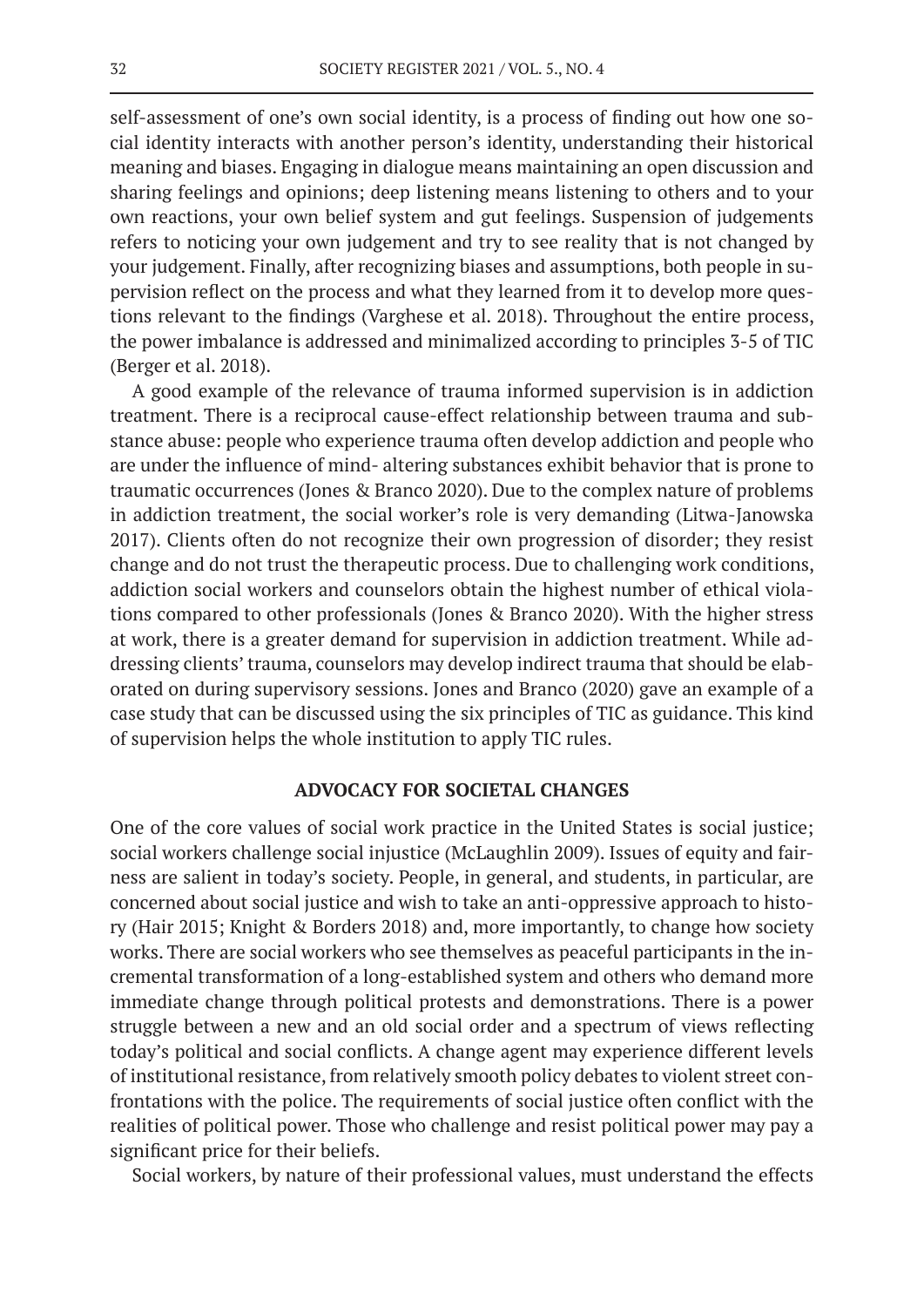self-assessment of one's own social identity, is a process of finding out how one social identity interacts with another person's identity, understanding their historical meaning and biases. Engaging in dialogue means maintaining an open discussion and sharing feelings and opinions; deep listening means listening to others and to your own reactions, your own belief system and gut feelings. Suspension of judgements refers to noticing your own judgement and try to see reality that is not changed by your judgement. Finally, after recognizing biases and assumptions, both people in supervision reflect on the process and what they learned from it to develop more questions relevant to the findings (Varghese et al. 2018). Throughout the entire process, the power imbalance is addressed and minimalized according to principles 3-5 of TIC (Berger et al. 2018).

A good example of the relevance of trauma informed supervision is in addiction treatment. There is a reciprocal cause-effect relationship between trauma and substance abuse: people who experience trauma often develop addiction and people who are under the influence of mind- altering substances exhibit behavior that is prone to traumatic occurrences (Jones & Branco 2020). Due to the complex nature of problems in addiction treatment, the social worker's role is very demanding (Litwa-Janowska 2017). Clients often do not recognize their own progression of disorder; they resist change and do not trust the therapeutic process. Due to challenging work conditions, addiction social workers and counselors obtain the highest number of ethical violations compared to other professionals (Jones & Branco 2020). With the higher stress at work, there is a greater demand for supervision in addiction treatment. While addressing clients' trauma, counselors may develop indirect trauma that should be elaborated on during supervisory sessions. Jones and Branco (2020) gave an example of a case study that can be discussed using the six principles of TIC as guidance. This kind of supervision helps the whole institution to apply TIC rules.

## ADVOCACY FOR SOCIETAL CHANGES

One of the core values of social work practice in the United States is social justice; social workers challenge social injustice (McLaughlin 2009). Issues of equity and fairness are salient in today's society. People, in general, and students, in particular, are concerned about social justice and wish to take an anti-oppressive approach to history (Hair 2015; Knight & Borders 2018) and, more importantly, to change how society works. There are social workers who see themselves as peaceful participants in the incremental transformation of a long-established system and others who demand more immediate change through political protests and demonstrations. There is a power struggle between a new and an old social order and a spectrum of views reflecting today's political and social conflicts. A change agent may experience different levels of institutional resistance, from relatively smooth policy debates to violent street confrontations with the police. The requirements of social justice often conflict with the realities of political power. Those who challenge and resist political power may pay a significant price for their beliefs.

Social workers, by nature of their professional values, must understand the effects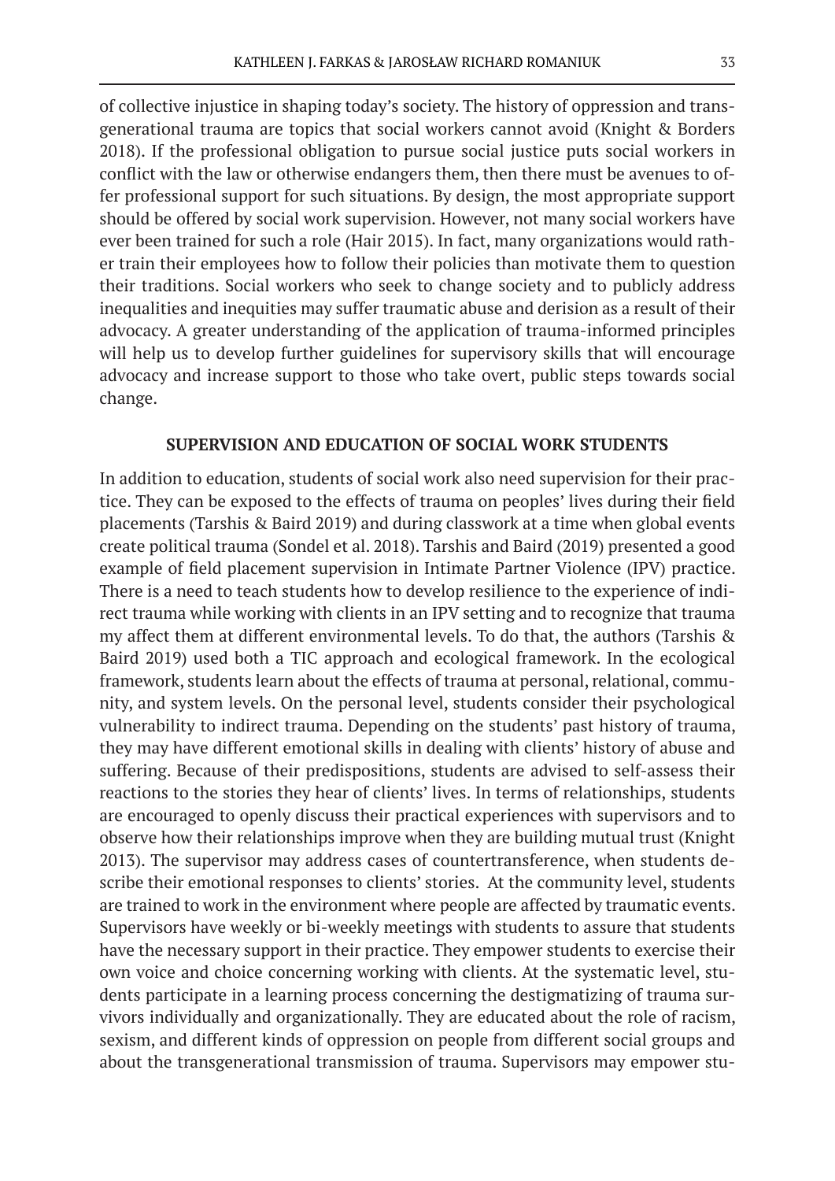of collective injustice in shaping today's society. The history of oppression and transgenerational trauma are topics that social workers cannot avoid (Knight & Borders 2018). If the professional obligation to pursue social justice puts social workers in conflict with the law or otherwise endangers them, then there must be avenues to offer professional support for such situations. By design, the most appropriate support should be offered by social work supervision. However, not many social workers have ever been trained for such a role (Hair 2015). In fact, many organizations would rather train their employees how to follow their policies than motivate them to question their traditions. Social workers who seek to change society and to publicly address inequalities and inequities may suffer traumatic abuse and derision as a result of their advocacy. A greater understanding of the application of trauma-informed principles will help us to develop further guidelines for supervisory skills that will encourage advocacy and increase support to those who take overt, public steps towards social change.

## SUPERVISION AND EDUCATION OF SOCIAL WORK STUDENTS

In addition to education, students of social work also need supervision for their practice. They can be exposed to the effects of trauma on peoples' lives during their field placements (Tarshis & Baird 2019) and during classwork at a time when global events create political trauma (Sondel et al. 2018). Tarshis and Baird (2019) presented a good example of field placement supervision in Intimate Partner Violence (IPV) practice. There is a need to teach students how to develop resilience to the experience of indirect trauma while working with clients in an IPV setting and to recognize that trauma my affect them at different environmental levels. To do that, the authors (Tarshis & Baird 2019) used both a TIC approach and ecological framework. In the ecological framework, students learn about the effects of trauma at personal, relational, community, and system levels. On the personal level, students consider their psychological vulnerability to indirect trauma. Depending on the students' past history of trauma, they may have different emotional skills in dealing with clients' history of abuse and suffering. Because of their predispositions, students are advised to self-assess their reactions to the stories they hear of clients' lives. In terms of relationships, students are encouraged to openly discuss their practical experiences with supervisors and to observe how their relationships improve when they are building mutual trust (Knight 2013). The supervisor may address cases of countertransference, when students describe their emotional responses to clients' stories. At the community level, students are trained to work in the environment where people are affected by traumatic events. Supervisors have weekly or bi-weekly meetings with students to assure that students have the necessary support in their practice. They empower students to exercise their own voice and choice concerning working with clients. At the systematic level, students participate in a learning process concerning the destigmatizing of trauma survivors individually and organizationally. They are educated about the role of racism, sexism, and different kinds of oppression on people from different social groups and about the transgenerational transmission of trauma. Supervisors may empower stu-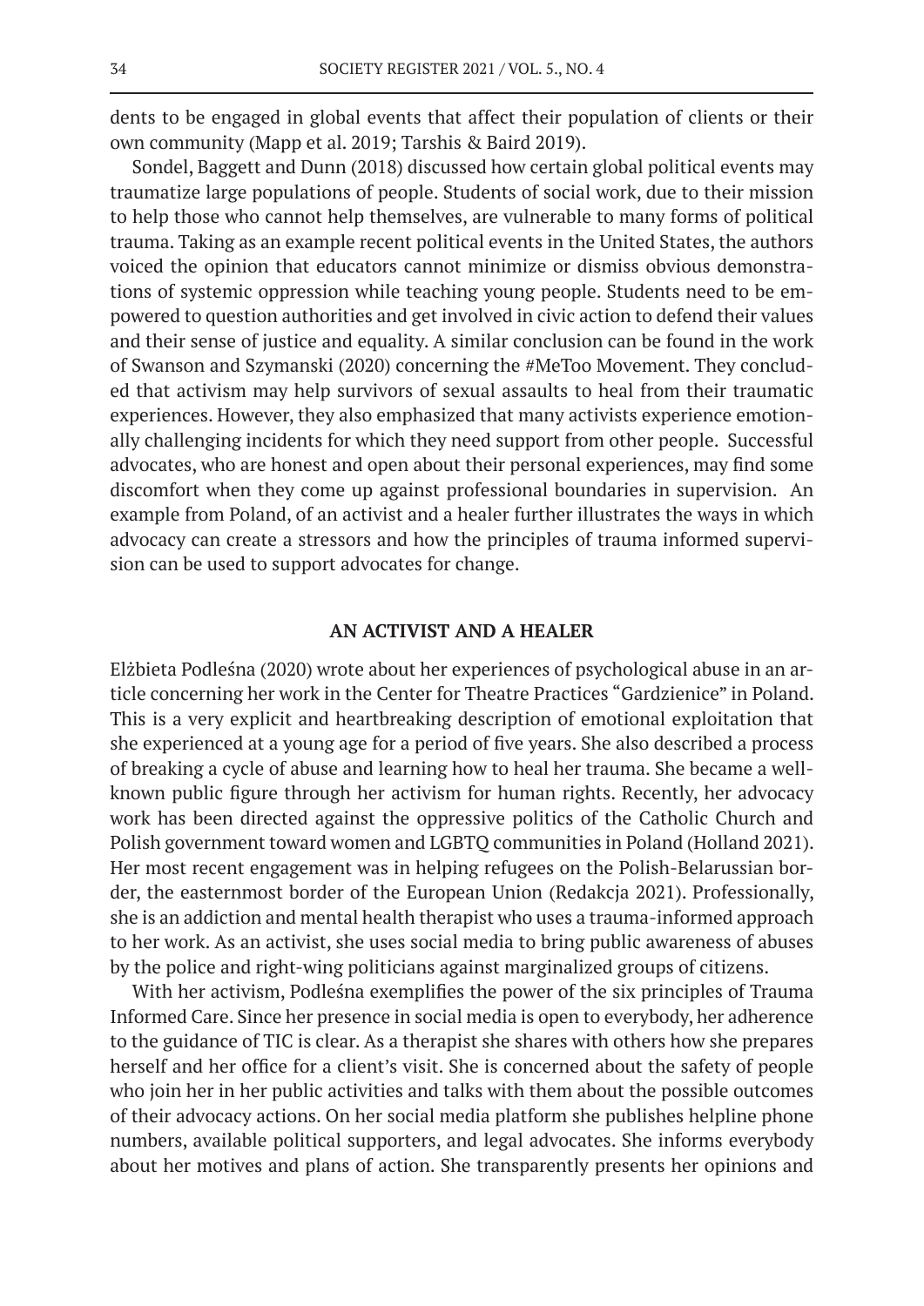dents to be engaged in global events that affect their population of clients or their own community (Mapp et al. 2019; Tarshis & Baird 2019).

Sondel, Baggett and Dunn (2018) discussed how certain global political events may traumatize large populations of people. Students of social work, due to their mission to help those who cannot help themselves, are vulnerable to many forms of political trauma. Taking as an example recent political events in the United States, the authors voiced the opinion that educators cannot minimize or dismiss obvious demonstrations of systemic oppression while teaching young people. Students need to be empowered to question authorities and get involved in civic action to defend their values and their sense of justice and equality. A similar conclusion can be found in the work of Swanson and Szymanski (2020) concerning the #MeToo Movement. They concluded that activism may help survivors of sexual assaults to heal from their traumatic experiences. However, they also emphasized that many activists experience emotionally challenging incidents for which they need support from other people. Successful advocates, who are honest and open about their personal experiences, may find some discomfort when they come up against professional boundaries in supervision. An example from Poland, of an activist and a healer further illustrates the ways in which advocacy can create a stressors and how the principles of trauma informed supervision can be used to support advocates for change.

## AN ACTIVIST AND A HEALER

Elżbieta Podleśna (2020) wrote about her experiences of psychological abuse in an article concerning her work in the Center for Theatre Practices "Gardzienice" in Poland. This is a very explicit and heartbreaking description of emotional exploitation that she experienced at a young age for a period of five years. She also described a process of breaking a cycle of abuse and learning how to heal her trauma. She became a well-known public figure through her activism for human rights. Recently, her advocacy work has been directed against the oppressive politics of the Catholic Church and Polish government toward women and LGBTQ communities in Poland (Holland 2021). Her most recent engagement was in helping refugees on the Polish-Belarussian border, the easternmost border of the European Union (Redakcja 2021). Professionally, she is an addiction and mental health therapist who uses a trauma-informed approach to her work. As an activist, she uses social media to bring public awareness of abuses by the police and right-wing politicians against marginalized groups of citizens.

With her activism, Podleśna exemplifies the power of the six principles of Trauma Informed Care. Since her presence in social media is open to everybody, her adherence to the guidance of TIC is clear. As a therapist she shares with others how she prepares herself and her office for a client's visit. She is concerned about the safety of people who join her in her public activities and talks with them about the possible outcomes of their advocacy actions. On her social media platform she publishes helpline phone numbers, available political supporters, and legal advocates. She informs everybody about her motives and plans of action. She transparently presents her opinions and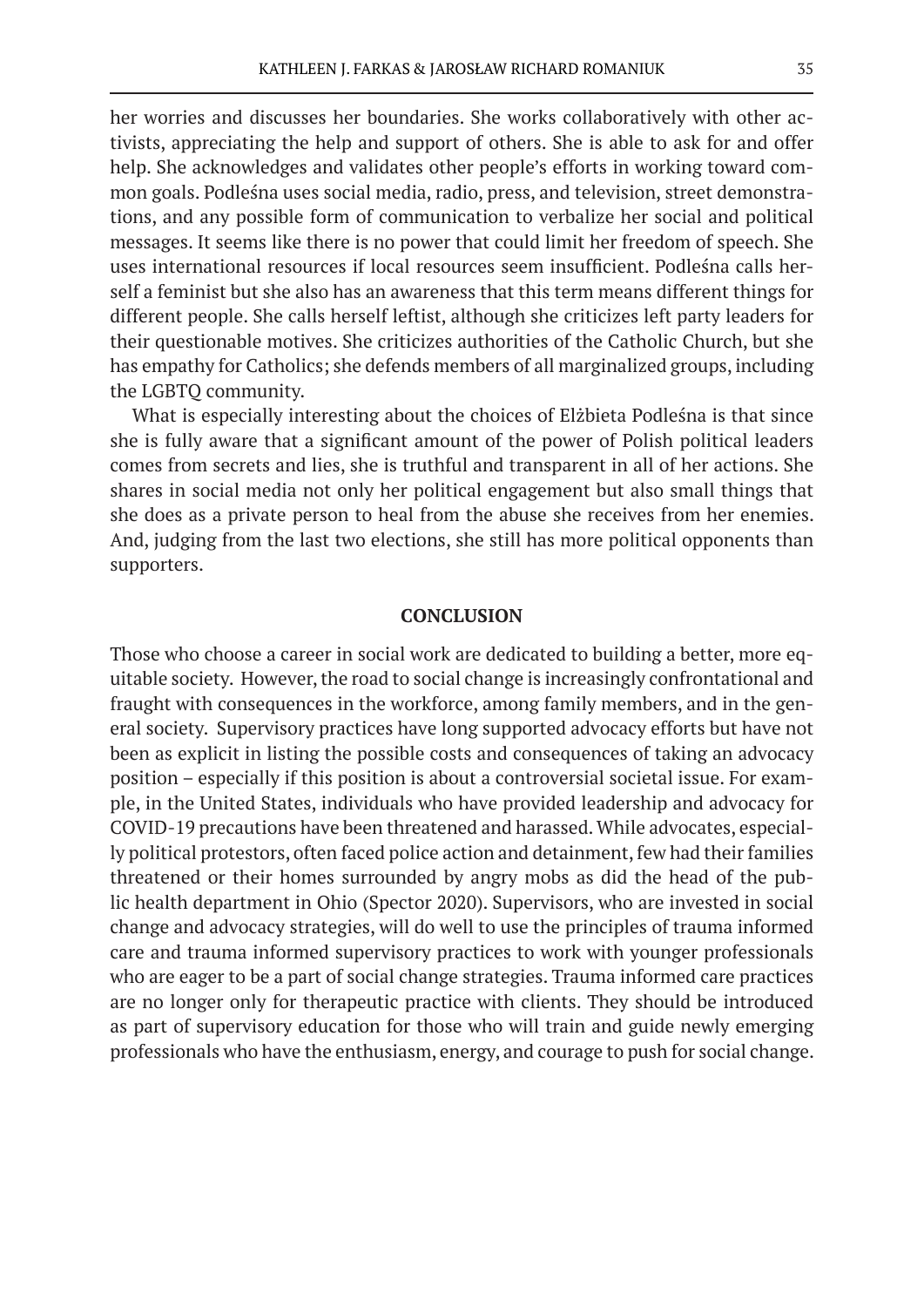her worries and discusses her boundaries. She works collaboratively with other activists, appreciating the help and support of others. She is able to ask for and offer help. She acknowledges and validates other people's efforts in working toward common goals. Podleśna uses social media, radio, press, and television, street demonstrations, and any possible form of communication to verbalize her social and political messages. It seems like there is no power that could limit her freedom of speech. She uses international resources if local resources seem insufficient. Podleśna calls herself a feminist but she also has an awareness that this term means different things for different people. She calls herself leftist, although she criticizes left party leaders for their questionable motives. She criticizes authorities of the Catholic Church, but she has empathy for Catholics; she defends members of all marginalized groups, including the LGBTQ community.

What is especially interesting about the choices of Elżbieta Podleśna is that since she is fully aware that a significant amount of the power of Polish political leaders comes from secrets and lies, she is truthful and transparent in all of her actions. She shares in social media not only her political engagement but also small things that she does as a private person to heal from the abuse she receives from her enemies. And, judging from the last two elections, she still has more political opponents than supporters.

## CONCLUSION

Those who choose a career in social work are dedicated to building a better, more equitable society. However, the road to social change is increasingly confrontational and fraught with consequences in the workforce, among family members, and in the general society. Supervisory practices have long supported advocacy efforts but have not been as explicit in listing the possible costs and consequences of taking an advocacy position – especially if this position is about a controversial societal issue. For example, in the United States, individuals who have provided leadership and advocacy for COVID-19 precautions have been threatened and harassed. While advocates, especially political protestors, often faced police action and detainment, few had their families threatened or their homes surrounded by angry mobs as did the head of the public health department in Ohio (Spector 2020). Supervisors, who are invested in social change and advocacy strategies, will do well to use the principles of trauma informed care and trauma informed supervisory practices to work with younger professionals who are eager to be a part of social change strategies. Trauma informed care practices are no longer only for therapeutic practice with clients. They should be introduced as part of supervisory education for those who will train and guide newly emerging professionals who have the enthusiasm, energy, and courage to push for social change.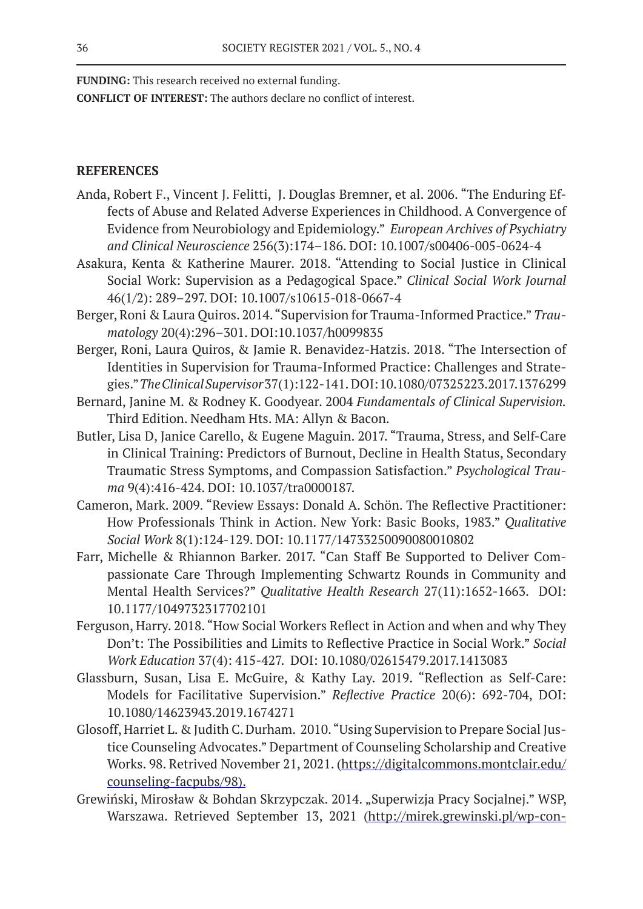**FUNDING:** This research received no external funding.

**CONFLICT OF INTEREST:** The authors declare no conflict of interest.

## REFERENCES

Anda, Robert F., Vincent J. Felitti, J. Douglas Bremner, et al. 2006. "The Enduring Effects of Abuse and Related Adverse Experiences in Childhood. A Convergence of Evidence from Neurobiology and Epidemiology." *European Archives of Psychiatry and Clinical Neuroscience* 256(3):174–186. DOI: 10.1007/s00406-005-0624-4

Asakura, Kenta & Katherine Maurer. 2018. "Attending to Social Justice in Clinical Social Work: Supervision as a Pedagogical Space." *Clinical Social Work Journal* 46(1/2): 289–297. DOI: 10.1007/s10615-018-0667-4

Berger, Roni & Laura Quiros. 2014. "Supervision for Trauma-Informed Practice." *Traumatology* 20(4):296–301. DOI:10.1037/h0099835

Berger, Roni, Laura Quiros, & Jamie R. Benavidez-Hatzis. 2018. "The Intersection of Identities in Supervision for Trauma-Informed Practice: Challenges and Strategies." *The Clinical Supervisor* 37(1):122-141. DOI: 10.1080/07325223.2017.1376299

Bernard, Janine M. & Rodney K. Goodyear. 2004 *Fundamentals of Clinical Supervision.* Third Edition. Needham Hts. MA: Allyn & Bacon.

Butler, Lisa D, Janice Carello, & Eugene Maguin. 2017. "Trauma, Stress, and Self-Care in Clinical Training: Predictors of Burnout, Decline in Health Status, Secondary Traumatic Stress Symptoms, and Compassion Satisfaction." *Psychological Trauma* 9(4):416-424. DOI: 10.1037/tra0000187.

Cameron, Mark. 2009. "Review Essays: Donald A. Schön. The Reflective Practitioner: How Professionals Think in Action. New York: Basic Books, 1983." *Qualitative Social Work* 8(1):124-129. DOI: 10.1177/14733250090080010802

Farr, Michelle & Rhiannon Barker. 2017. "Can Staff Be Supported to Deliver Compassionate Care Through Implementing Schwartz Rounds in Community and Mental Health Services?" *Qualitative Health Research* 27(11):1652-1663. DOI: 10.1177/1049732317702101

Ferguson, Harry. 2018. "How Social Workers Reflect in Action and when and why They Don't: The Possibilities and Limits to Reflective Practice in Social Work." *Social Work Education* 37(4): 415-427. DOI: 10.1080/02615479.2017.1413083

Glassburn, Susan, Lisa E. McGuire, & Kathy Lay. 2019. "Reflection as Self-Care: Models for Facilitative Supervision." *Reflective Practice* 20(6): 692-704, DOI: 10.1080/14623943.2019.1674271

Glosoff, Harriet L. & Judith C. Durham. 2010. "Using Supervision to Prepare Social Justice Counseling Advocates." Department of Counseling Scholarship and Creative Works. 98. Retrived November 21, 2021. (https://digitalcommons.montclair.edu/counseling-facpubs/98).

Grewiński, Mirosław & Bohdan Skrzypczak. 2014. „Superwizja Pracy Socjalnej." WSP, Warszawa. Retrieved September 13, 2021 (http://mirek.grewinski.pl/wp-con-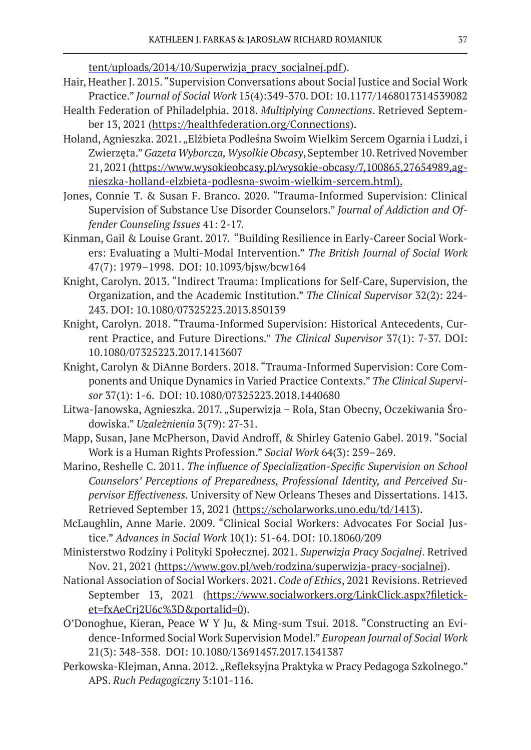tent/uploads/2014/10/Superwizja_pracy_socjalnej.pdf).

Hair, Heather J. 2015. "Supervision Conversations about Social Justice and Social Work Practice." *Journal of Social Work* 15(4):349-370. DOI: 10.1177/1468017314539082

Health Federation of Philadelphia. 2018. *Multiplying Connections*. Retrieved September 13, 2021 (https://healthfederation.org/Connections).

Holand, Agnieszka. 2021. „Elżbieta Podleśna Swoim Wielkim Sercem Ogarnia i Ludzi, i Zwierzęta." *Gazeta Wyborcza, Wysolkie Obcasy*, September 10. Retrived November 21, 2021 (https://www.wysokieobcasy.pl/wysokie-obcasy/7,100865,27654989,agnieszka-holland-elzbieta-podlesna-swoim-wielkim-sercem.html).

Jones, Connie T. & Susan F. Branco. 2020. "Trauma-Informed Supervision: Clinical Supervision of Substance Use Disorder Counselors." *Journal of Addiction and Offender Counseling Issues* 41: 2-17.

Kinman, Gail & Louise Grant. 2017. "Building Resilience in Early-Career Social Workers: Evaluating a Multi-Modal Intervention." *The British Journal of Social Work* 47(7): 1979–1998. DOI: 10.1093/bjsw/bcw164

Knight, Carolyn. 2013. "Indirect Trauma: Implications for Self-Care, Supervision, the Organization, and the Academic Institution." *The Clinical Supervisor* 32(2): 224-243. DOI: 10.1080/07325223.2013.850139

Knight, Carolyn. 2018. "Trauma-Informed Supervision: Historical Antecedents, Current Practice, and Future Directions." *The Clinical Supervisor* 37(1): 7-37. DOI: 10.1080/07325223.2017.1413607

Knight, Carolyn & DiAnne Borders. 2018. "Trauma-Informed Supervision: Core Components and Unique Dynamics in Varied Practice Contexts." *The Clinical Supervisor* 37(1): 1-6. DOI: 10.1080/07325223.2018.1440680

Litwa-Janowska, Agnieszka. 2017. „Superwizja – Rola, Stan Obecny, Oczekiwania Środowiska." *Uzależnienia* 3(79): 27-31.

Mapp, Susan, Jane McPherson, David Androff, & Shirley Gatenio Gabel. 2019. "Social Work is a Human Rights Profession." *Social Work* 64(3): 259–269.

Marino, Reshelle C. 2011. *The influence of Specialization-Specific Supervision on School Counselors' Perceptions of Preparedness, Professional Identity, and Perceived Supervisor Effectiveness.* University of New Orleans Theses and Dissertations. 1413. Retrieved September 13, 2021 (https://scholarworks.uno.edu/td/1413).

McLaughlin, Anne Marie. 2009. "Clinical Social Workers: Advocates For Social Justice." *Advances in Social Work* 10(1): 51-64. DOI: 10.18060/209

Ministerstwo Rodziny i Polityki Społecznej. 2021. *Superwizja Pracy Socjalnej*. Retrived Nov. 21, 2021 (https://www.gov.pl/web/rodzina/superwizja-pracy-socjalnej).

National Association of Social Workers. 2021. *Code of Ethics*, 2021 Revisions. Retrieved September 13, 2021 (https://www.socialworkers.org/LinkClick.aspx?fileticket=fxAeCrj2U6c%3D&portalid=0).

O'Donoghue, Kieran, Peace W Y Ju, & Ming-sum Tsui. 2018. "Constructing an Evidence-Informed Social Work Supervision Model." *European Journal of Social Work* 21(3): 348-358. DOI: 10.1080/13691457.2017.1341387

Perkowska-Klejman, Anna. 2012. „Refleksyjna Praktyka w Pracy Pedagoga Szkolnego." APS. *Ruch Pedagogiczny* 3:101-116.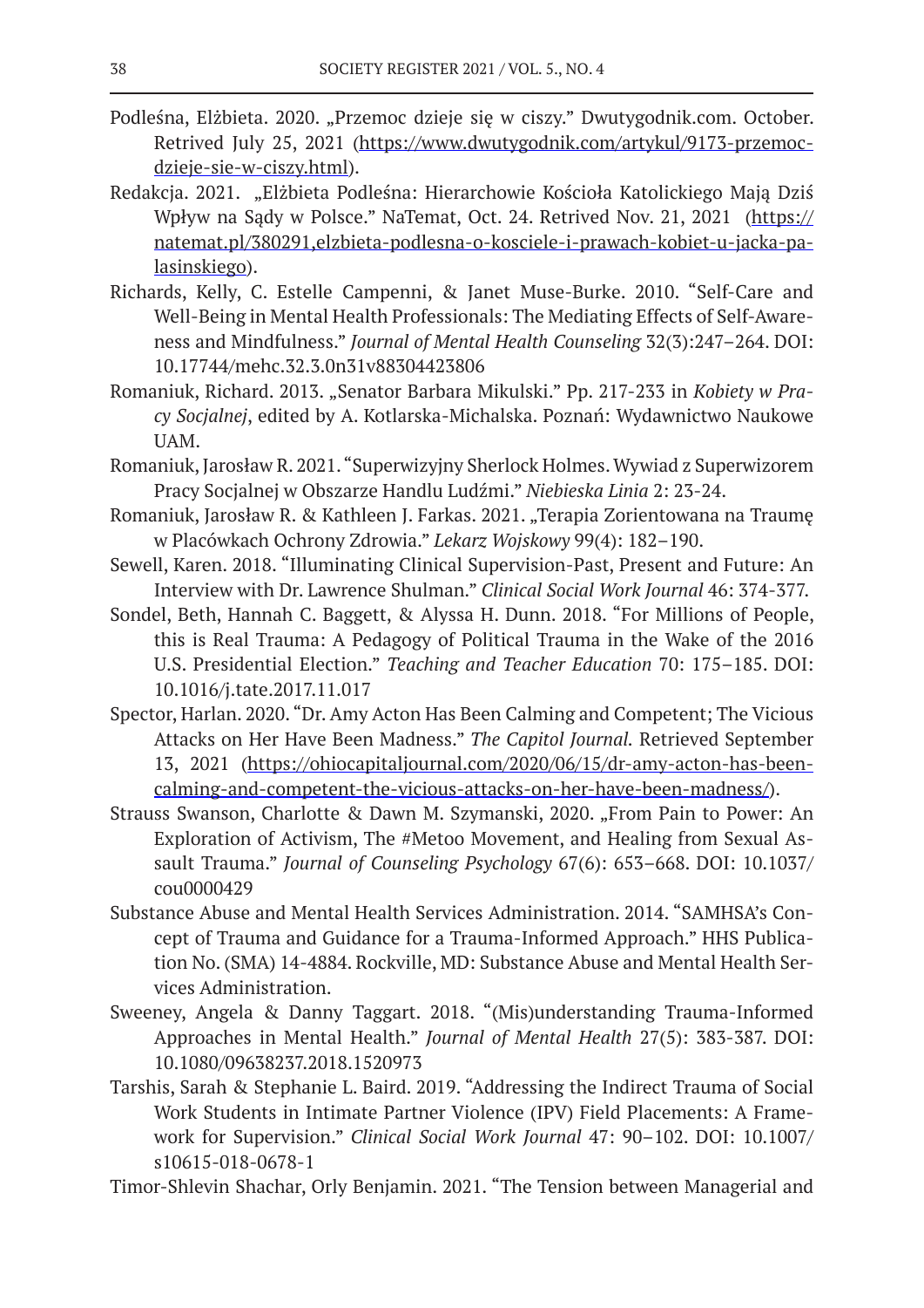Podleśna, Elżbieta. 2020. „Przemoc dzieje się w ciszy." Dwutygodnik.com. October. Retrived July 25, 2021 (https://www.dwutygodnik.com/artykul/9173-przemoc-dzieje-sie-w-ciszy.html).

Redakcja. 2021. „Elżbieta Podleśna: Hierarchowie Kościoła Katolickiego Mają Dziś Wpływ na Sądy w Polsce." NaTemat, Oct. 24. Retrived Nov. 21, 2021 (https://natemat.pl/380291,elzbieta-podlesna-o-kosciele-i-prawach-kobiet-u-jacka-palasinskiego).

Richards, Kelly, C. Estelle Campenni, & Janet Muse-Burke. 2010. "Self-Care and Well-Being in Mental Health Professionals: The Mediating Effects of Self-Awareness and Mindfulness." *Journal of Mental Health Counseling* 32(3):247–264. DOI: 10.17744/mehc.32.3.0n31v88304423806

Romaniuk, Richard. 2013. „Senator Barbara Mikulski." Pp. 217-233 in *Kobiety w Pracy Socjalnej*, edited by A. Kotlarska-Michalska. Poznań: Wydawnictwo Naukowe UAM.

Romaniuk, Jarosław R. 2021. "Superwizyjny Sherlock Holmes. Wywiad z Superwizorem Pracy Socjalnej w Obszarze Handlu Ludźmi." *Niebieska Linia* 2: 23-24.

Romaniuk, Jarosław R. & Kathleen J. Farkas. 2021. „Terapia Zorientowana na Traumę w Placówkach Ochrony Zdrowia." *Lekarz Wojskowy* 99(4): 182–190.

Sewell, Karen. 2018. "Illuminating Clinical Supervision-Past, Present and Future: An Interview with Dr. Lawrence Shulman." *Clinical Social Work Journal* 46: 374-377.

Sondel, Beth, Hannah C. Baggett, & Alyssa H. Dunn. 2018. "For Millions of People, this is Real Trauma: A Pedagogy of Political Trauma in the Wake of the 2016 U.S. Presidential Election." *Teaching and Teacher Education* 70: 175–185. DOI: 10.1016/j.tate.2017.11.017

Spector, Harlan. 2020. "Dr. Amy Acton Has Been Calming and Competent; The Vicious Attacks on Her Have Been Madness." *The Capitol Journal.* Retrieved September 13, 2021 (https://ohiocapitaljournal.com/2020/06/15/dr-amy-acton-has-been-calming-and-competent-the-vicious-attacks-on-her-have-been-madness/).

Strauss Swanson, Charlotte & Dawn M. Szymanski, 2020. „From Pain to Power: An Exploration of Activism, The #Metoo Movement, and Healing from Sexual Assault Trauma." *Journal of Counseling Psychology* 67(6): 653–668. DOI: 10.1037/cou0000429

Substance Abuse and Mental Health Services Administration. 2014. "SAMHSA's Concept of Trauma and Guidance for a Trauma-Informed Approach." HHS Publication No. (SMA) 14-4884. Rockville, MD: Substance Abuse and Mental Health Services Administration.

Sweeney, Angela & Danny Taggart. 2018. "(Mis)understanding Trauma-Informed Approaches in Mental Health." *Journal of Mental Health* 27(5): 383-387. DOI: 10.1080/09638237.2018.1520973

Tarshis, Sarah & Stephanie L. Baird. 2019. "Addressing the Indirect Trauma of Social Work Students in Intimate Partner Violence (IPV) Field Placements: A Framework for Supervision." *Clinical Social Work Journal* 47: 90–102. DOI: 10.1007/s10615-018-0678-1

Timor-Shlevin Shachar, Orly Benjamin. 2021. "The Tension between Managerial and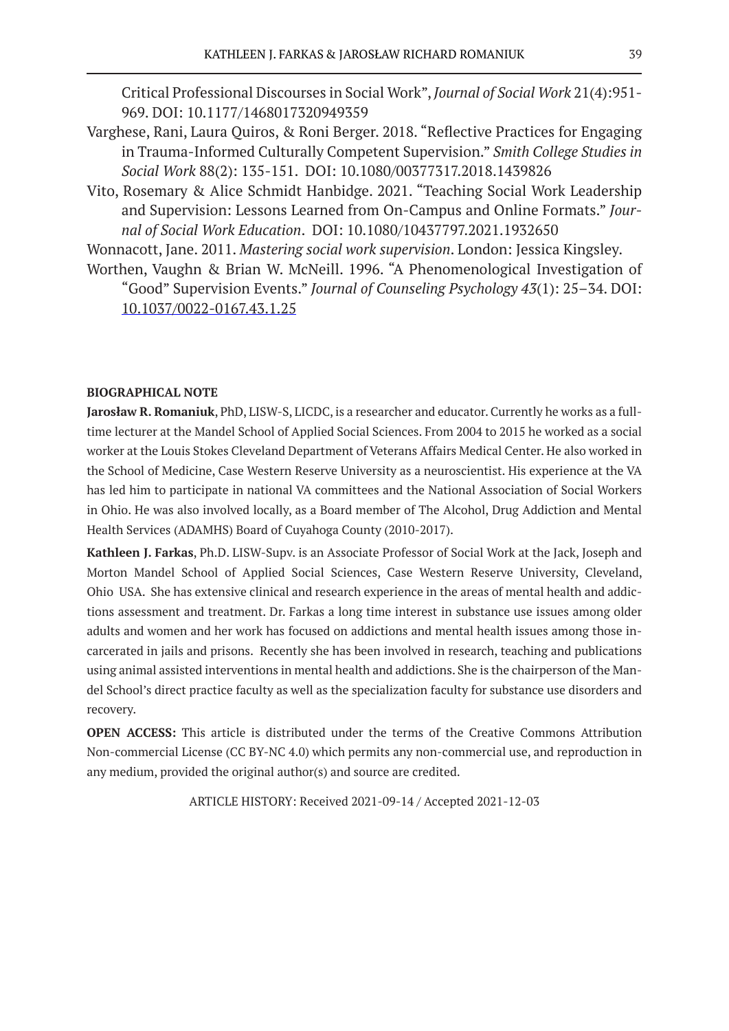Critical Professional Discourses in Social Work", *Journal of Social Work* 21(4):951-969. DOI: 10.1177/1468017320949359

Varghese, Rani, Laura Quiros, & Roni Berger. 2018. "Reflective Practices for Engaging in Trauma-Informed Culturally Competent Supervision." *Smith College Studies in Social Work* 88(2): 135-151. DOI: 10.1080/00377317.2018.1439826

Vito, Rosemary & Alice Schmidt Hanbidge. 2021. "Teaching Social Work Leadership and Supervision: Lessons Learned from On-Campus and Online Formats." *Journal of Social Work Education*. DOI: 10.1080/10437797.2021.1932650

Wonnacott, Jane. 2011. *Mastering social work supervision*. London: Jessica Kingsley.

Worthen, Vaughn & Brian W. McNeill. 1996. "A Phenomenological Investigation of "Good" Supervision Events." *Journal of Counseling Psychology 43*(1): 25–34. DOI: 10.1037/0022-0167.43.1.25

**BIOGRAPHICAL NOTE**

**Jarosław R. Romaniuk**, PhD, LISW-S, LICDC, is a researcher and educator. Currently he works as a full-time lecturer at the Mandel School of Applied Social Sciences. From 2004 to 2015 he worked as a social worker at the Louis Stokes Cleveland Department of Veterans Affairs Medical Center. He also worked in the School of Medicine, Case Western Reserve University as a neuroscientist. His experience at the VA has led him to participate in national VA committees and the National Association of Social Workers in Ohio. He was also involved locally, as a Board member of The Alcohol, Drug Addiction and Mental Health Services (ADAMHS) Board of Cuyahoga County (2010-2017).

**Kathleen J. Farkas**, Ph.D. LISW-Supv. is an Associate Professor of Social Work at the Jack, Joseph and Morton Mandel School of Applied Social Sciences, Case Western Reserve University, Cleveland, Ohio USA. She has extensive clinical and research experience in the areas of mental health and addictions assessment and treatment. Dr. Farkas a long time interest in substance use issues among older adults and women and her work has focused on addictions and mental health issues among those incarcerated in jails and prisons. Recently she has been involved in research, teaching and publications using animal assisted interventions in mental health and addictions. She is the chairperson of the Mandel School's direct practice faculty as well as the specialization faculty for substance use disorders and recovery.

**OPEN ACCESS:** This article is distributed under the terms of the Creative Commons Attribution Non-commercial License (CC BY-NC 4.0) which permits any non-commercial use, and reproduction in any medium, provided the original author(s) and source are credited.

ARTICLE HISTORY: Received 2021-09-14 / Accepted 2021-12-03